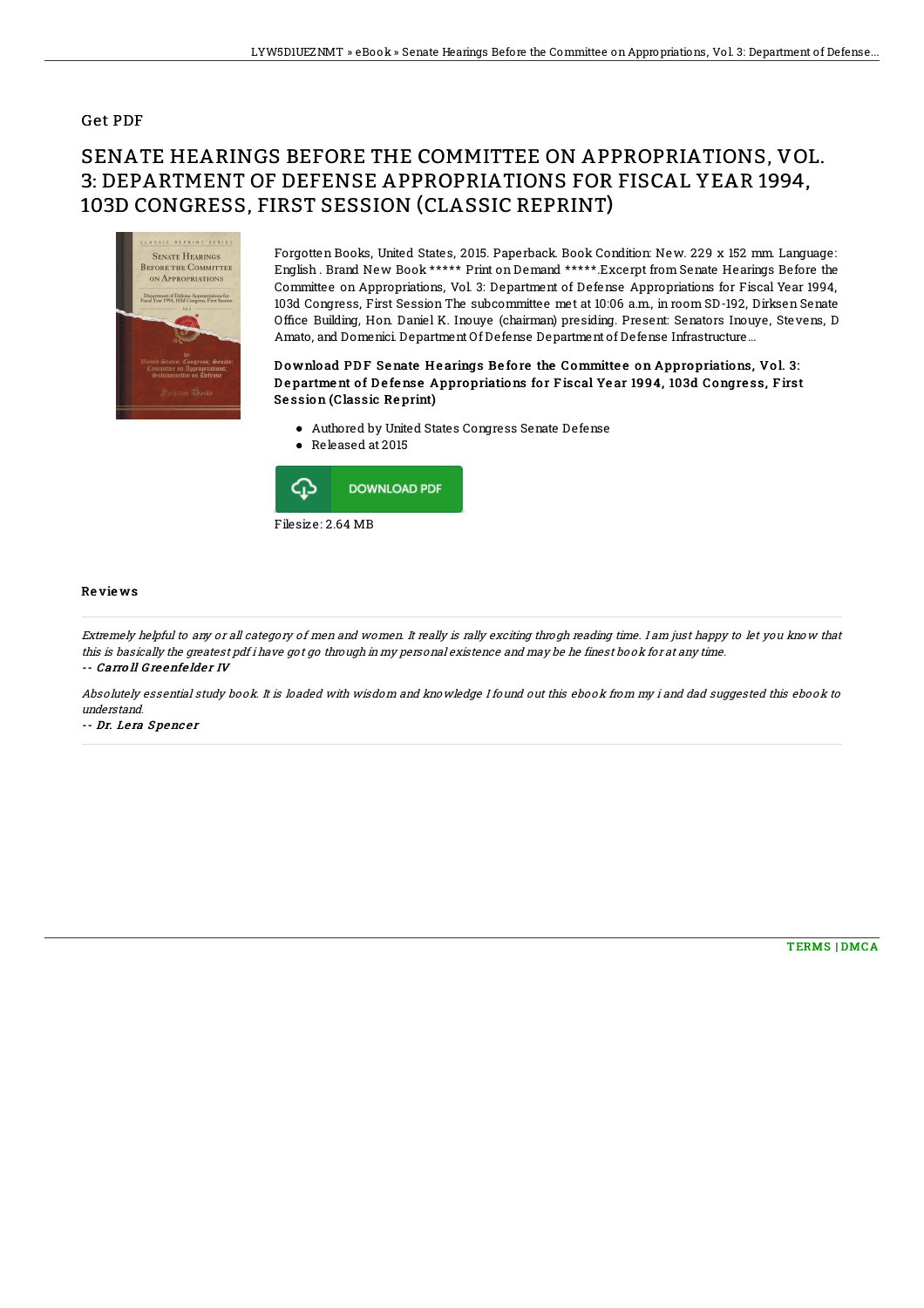## Get PDF

# SENATE HEARINGS BEFORE THE COMMITTEE ON APPROPRIATIONS, VOL. 3: DEPARTMENT OF DEFENSE APPROPRIATIONS FOR FISCAL YEAR 1994, 103D CONGRESS, FIRST SESSION (CLASSIC REPRINT)

Forgotten Books, United States, 2015. Paperback. Book Condition: New. 229 x 152 mm. Language: English . Brand New Book ***** Print on Demand *****.Excerpt from Senate Hearings Before the Committee on Appropriations, Vol. 3: Department of Defense Appropriations for Fiscal Year 1994, 103d Congress, First Session The subcommittee met at 10:06 a.m., in room SD-192, Dirksen Senate Office Building, Hon. Daniel K. Inouye (chairman) presiding. Present: Senators Inouye, Stevens, D Amato, and Domenici. Department Of Defense Department of Defense Infrastructure...

### Download PDF Senate Hearings Before the Committee on Appropriations, Vol. 3: Department of Defense Appropriations for Fiscal Year 1994, 103d Congress, First Session (Classic Reprint)

- Authored by United States Congress Senate Defense
- Released at 2015

DOWNLOAD PDF

Filesize: 2.64 MB

## Reviews

*Extremely helpful to any or all category of men and women. It really is rally exciting throgh reading time. I am just happy to let you know that this is basically the greatest pdf i have got go through in my personal existence and may be he finest book for at any time.*

-- **Carroll Greenfelder IV**

*Absolutely essential study book. It is loaded with wisdom and knowledge I found out this ebook from my i and dad suggested this ebook to understand.*

-- **Dr. Lera Spencer**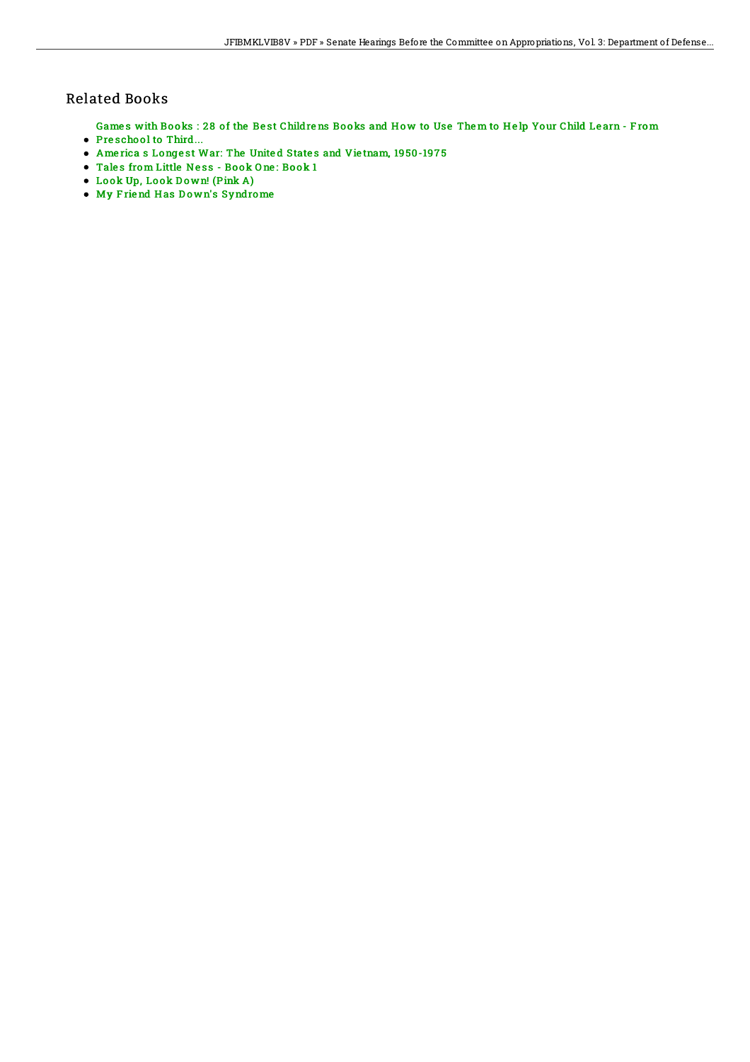## Related Books

- Games with Books : 28 of the Best Childrens Books and How to Use Them to Help Your Child Learn - From Preschool to Third...
- America s Longest War: The United States and Vietnam, 1950-1975
- Tales from Little Ness - Book One: Book 1
- Look Up, Look Down! (Pink A)
- My Friend Has Down's Syndrome